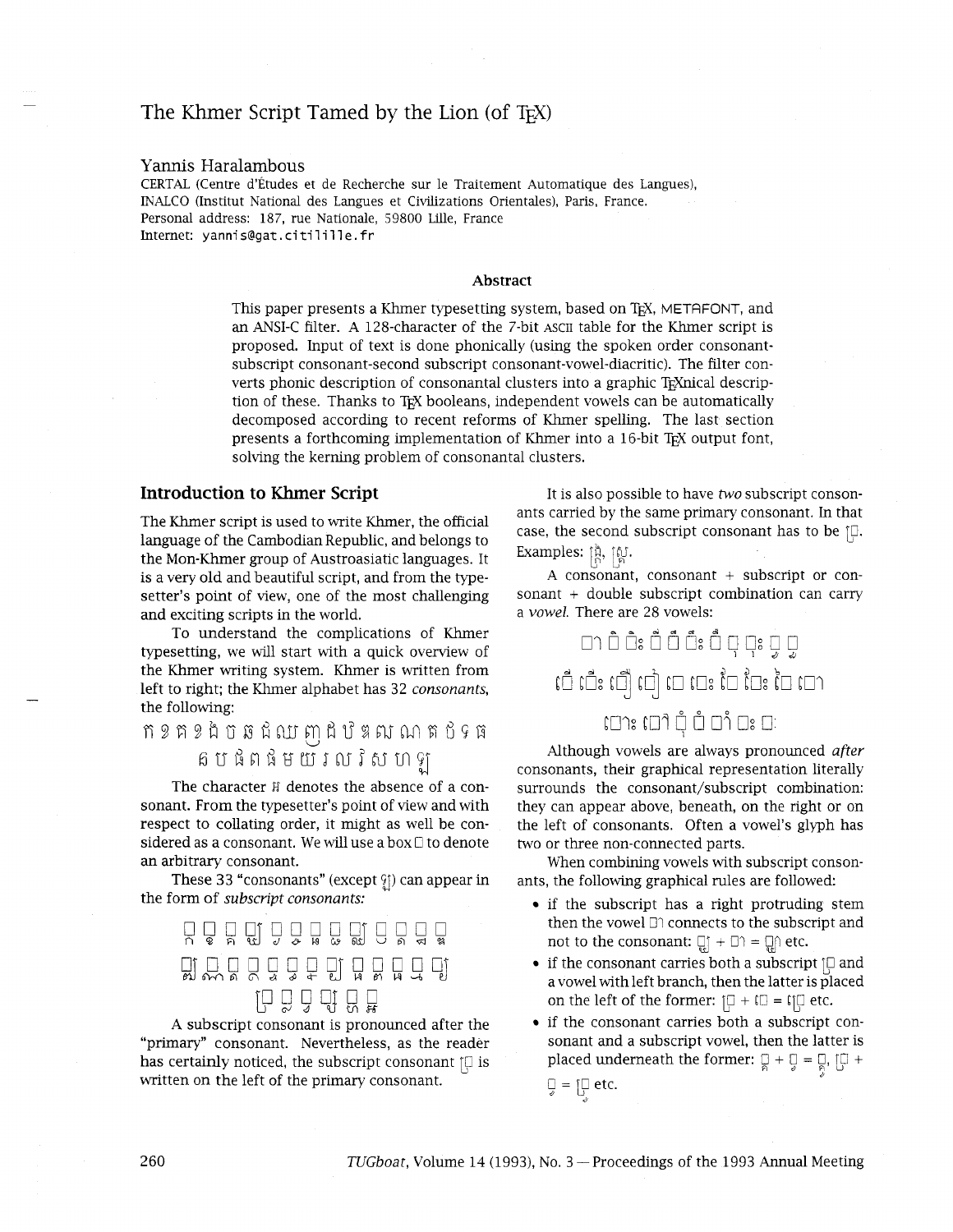# The Khmer Script Tamed by the Lion (of TeX)

Yannis Haralambous
CERTAL (Centre d'Études et de Recherche sur le Traitement Automatique des Langues),
INALCO (Institut National des Langues et Civilizations Orientales), Paris, France.
Personal address: 187, rue Nationale, 59800 Lille, France
Internet: yannis@gat.citilille.fr

### Abstract

This paper presents a Khmer typesetting system, based on TeX, METAFONT, and an ANSI-C filter. A 128-character of the 7-bit ASCII table for the Khmer script is proposed. Input of text is done phonically (using the spoken order consonant-subscript consonant-second subscript consonant-vowel-diacritic). The filter converts phonic description of consonantal clusters into a graphic TeXnical description of these. Thanks to TeX booleans, independent vowels can be automatically decomposed according to recent reforms of Khmer spelling. The last section presents a forthcoming implementation of Khmer into a 16-bit TeX output font, solving the kerning problem of consonantal clusters.

## Introduction to Khmer Script

The Khmer script is used to write Khmer, the official language of the Cambodian Republic, and belongs to the Mon-Khmer group of Austroasiatic languages. It is a very old and beautiful script, and from the typesetter's point of view, one of the most challenging and exciting scripts in the world.

To understand the complications of Khmer typesetting, we will start with a quick overview of the Khmer writing system. Khmer is written from left to right; the Khmer alphabet has 32 *consonants*, the following:

ក ខ គ ឃ ង ច ឆ ជ ឈ ញ ដ ឋ ឌ ឍ ណ ត ថ ទ ធ
ន ប ផ ព ភ ម យ រ ល វ ស ហ ឡ

The character អ denotes the absence of a consonant. From the typesetter's point of view and with respect to collating order, it might as well be considered as a consonant. We will use a box □ to denote an arbitrary consonant.

These 33 "consonants" (except ឡ) can appear in the form of *subscript consonants:*

□្ក □្ខ □្គ □្ឃ □្ង □្ច □្ឆ □្ជ □្ឈ □្ញ □្ដ □្ឋ □្ឌ
□្ឍ □្ណ □្ត □្ថ □្ទ □្ធ □្ន □្ប □្ផ □្ព □្ភ □្ម □្យ
□្រ □្ល □្វ □្ស □្ហ □្អ

A subscript consonant is pronounced after the "primary" consonant. Nevertheless, as the reader has certainly noticed, the subscript consonant □្រ is written on the left of the primary consonant.

It is also possible to have *two* subscript consonants carried by the same primary consonant. In that case, the second subscript consonant has to be □្រ. Examples: ង្ក្រ, ស្ត្រ.

A consonant, consonant + subscript or consonant + double subscript combination can carry a *vowel*. There are 28 vowels:

□ា □ិ □ិះ □ី □ឹ □ឹះ □ឺ □ុ □ុះ □ូ □ួ
□េ □េះ □ើ □ឿ □ែ □ែះ □ៀ □ៀះ □ៃ □ោ
□ោះ □ៅ □ុំ □ំ □ាំ □ះ □ៈ

Although vowels are always pronounced *after* consonants, their graphical representation literally surrounds the consonant/subscript combination: they can appear above, beneath, on the right or on the left of consonants. Often a vowel's glyph has two or three non-connected parts.

When combining vowels with subscript consonants, the following graphical rules are followed:

- if the subscript has a right protruding stem then the vowel □ា connects to the subscript and not to the consonant: □្ឋ + □ា = □្ឋា etc.
- if the consonant carries both a subscript □្រ and a vowel with left branch, then the latter is placed on the left of the former: □្រ + □េ = □្រេ etc.
- if the consonant carries both a subscript consonant and a subscript vowel, then the latter is placed underneath the former: □្ក + □ុ = □្កុ, □្រ + □ុ = □្រុ etc.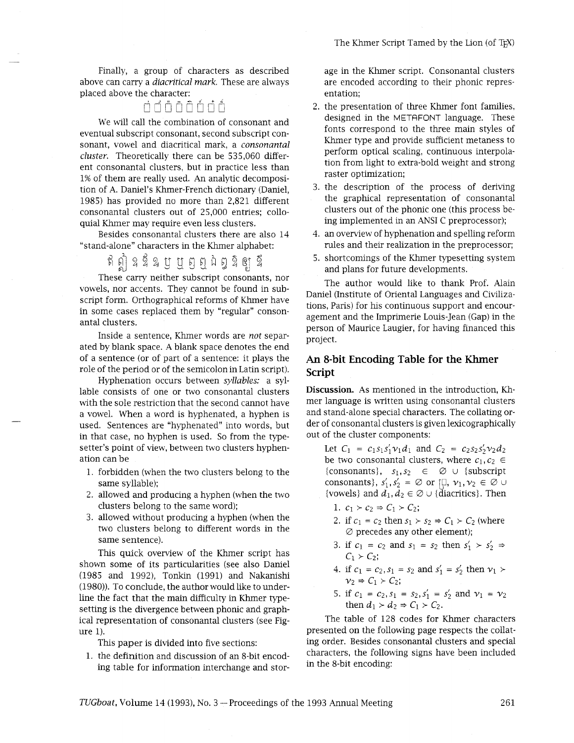Finally, a group of characters as described above can carry a *diacritical mark*. These are always placed above the character:

◌ំ ◌់ ◌៉ ◌៊ ◌៌ ◌៍ ◌៎ ◌៏

We will call the combination of consonant and eventual subscript consonant, second subscript consonant, vowel and diacritical mark, a *consonantal cluster*. Theoretically there can be 535,060 different consonantal clusters, but in practice less than 1% of them are really used. An analytic decomposition of A. Daniel's Khmer-French dictionary (Daniel, 1985) has provided no more than 2,821 different consonantal clusters out of 25,000 entries; colloquial Khmer may require even less clusters.

Besides consonantal clusters there are also 14 "stand-alone" characters in the Khmer alphabet:

ឥ ឦ ឧ ឩ ឪ ឫ ឬ ឭ ឮ ឯ ឰ ឱ ឲ ឳ

These carry neither subscript consonants, nor vowels, nor accents. They cannot be found in subscript form. Orthographical reforms of Khmer have in some cases replaced them by "regular" consonantal clusters.

Inside a sentence, Khmer words are *not* separated by blank space. A blank space denotes the end of a sentence (or of part of a sentence: it plays the role of the period or of the semicolon in Latin script).

Hyphenation occurs between *syllables:* a syllable consists of one or two consonantal clusters with the sole restriction that the second cannot have a vowel. When a word is hyphenated, a hyphen is used. Sentences are "hyphenated" into words, but in that case, no hyphen is used. So from the typesetter's point of view, between two clusters hyphenation can be

1. forbidden (when the two clusters belong to the same syllable);
2. allowed and producing a hyphen (when the two clusters belong to the same word);
3. allowed without producing a hyphen (when the two clusters belong to different words in the same sentence).

This quick overview of the Khmer script has shown some of its particularities (see also Daniel (1985 and 1992), Tonkin (1991) and Nakanishi (1980)). To conclude, the author would like to underline the fact that the main difficulty in Khmer typesetting is the divergence between phonic and graphical representation of consonantal clusters (see Figure 1).

This paper is divided into five sections:

1. the definition and discussion of an 8-bit encoding table for information interchange and storage in the Khmer script. Consonantal clusters are encoded according to their phonic representation;
2. the presentation of three Khmer font families, designed in the METAFONT language. These fonts correspond to the three main styles of Khmer type and provide sufficient metaness to perform optical scaling, continuous interpolation from light to extra-bold weight and strong raster optimization;
3. the description of the process of deriving the graphical representation of consonantal clusters out of the phonic one (this process being implemented in an ANSI C preprocessor);
4. an overview of hyphenation and spelling reform rules and their realization in the preprocessor;
5. shortcomings of the Khmer typesetting system and plans for future developments.

The author would like to thank Prof. Alain Daniel (Institute of Oriental Languages and Civilizations, Paris) for his continuous support and encouragement and the Imprimerie Louis-Jean (Gap) in the person of Maurice Laugier, for having financed this project.

## An 8-bit Encoding Table for the Khmer Script

**Discussion.** As mentioned in the introduction, Khmer language is written using consonantal clusters and stand-alone special characters. The collating order of consonantal clusters is given lexicographically out of the cluster components:

> Let $C_1 = c_1 s_1 s'_1 v_1 d_1$ and $C_2 = c_2 s_2 s'_2 v_2 d_2$ be two consonantal clusters, where $c_1, c_2 \in$ {consonants}, $s_1, s_2 \in \emptyset \cup$ {subscript consonants}, $s'_1, s'_2 = \emptyset$ or ◌្រ, $v_1, v_2 \in \emptyset \cup$ {vowels} and $d_1, d_2 \in \emptyset \cup$ {diacritics}. Then
>
> 1. $c_1 \succ c_2 \Rightarrow C_1 \succ C_2$;
> 2. if $c_1 = c_2$ then $s_1 \succ s_2 \Rightarrow C_1 \succ C_2$ (where $\emptyset$ precedes any other element);
> 3. if $c_1 = c_2$ and $s_1 = s_2$ then $s'_1 \succ s'_2 \Rightarrow C_1 \succ C_2$;
> 4. if $c_1 = c_2, s_1 = s_2$ and $s'_1 = s'_2$ then $v_1 \succ v_2 \Rightarrow C_1 \succ C_2$;
> 5. if $c_1 = c_2, s_1 = s_2, s'_1 = s'_2$ and $v_1 = v_2$ then $d_1 \succ d_2 \Rightarrow C_1 \succ C_2$.

The table of 128 codes for Khmer characters presented on the following page respects the collating order. Besides consonantal clusters and special characters, the following signs have been included in the 8-bit encoding: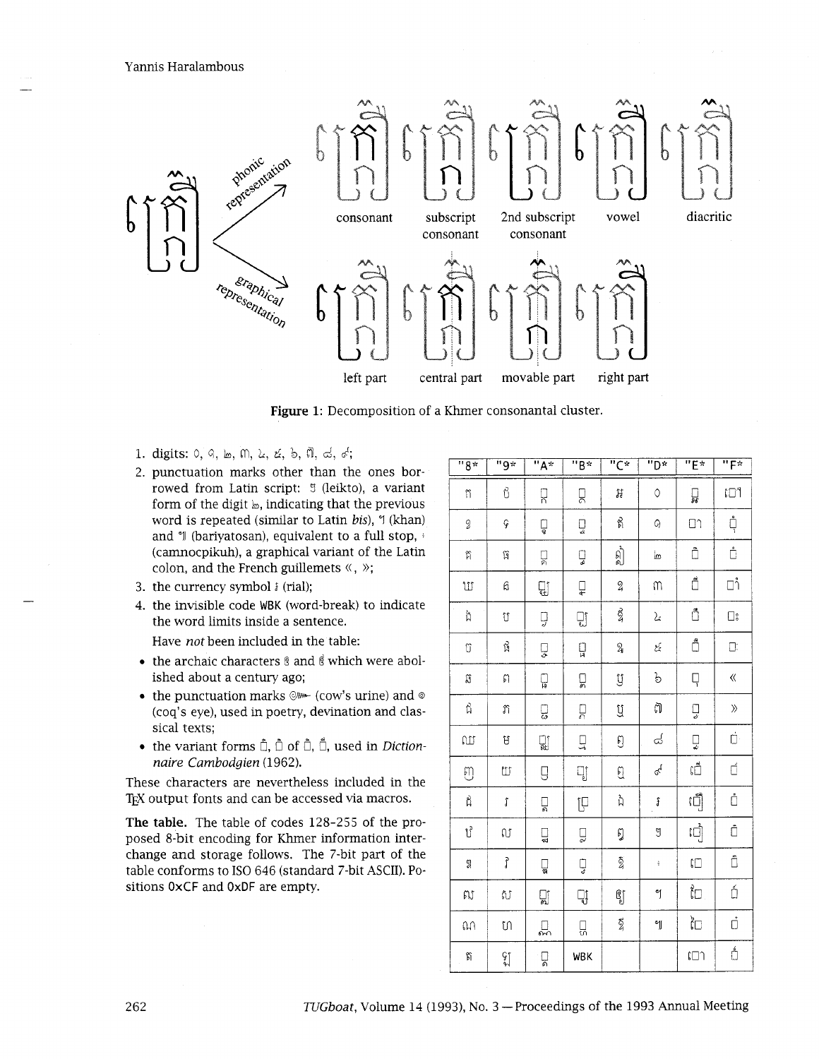consonant | subscript consonant | 2nd subscript consonant | vowel | diacritic

phonic representation

graphical representation

left part | central part | movable part | right part

**Figure 1**: Decomposition of a Khmer consonantal cluster.

1. digits: ០, ១, ២, ៣, ៤, ៥, ៦, ៧, ៨, ៩;
2. punctuation marks other than the ones borrowed from Latin script: ៗ (leikto), a variant form of the digit ២, indicating that the previous word is repeated (similar to Latin *bis*), ។ (khan) and ៕ (bariyatosan), equivalent to a full stop, ៖ (camnocpikuh), a graphical variant of the Latin colon, and the French guillemets «, »;
3. the currency symbol ៛ (rial);
4. the invisible code WBK (word-break) to indicate the word limits inside a sentence.

   Have *not* been included in the table:

   - the archaic characters ឨ and ឲ which were abolished about a century ago;
   - the punctuation marks ៚ (cow's urine) and ៙ (coq's eye), used in poetry, devination and classical texts;
   - the variant forms of, used in *Dictionnaire Cambodgien* (1962).

These characters are nevertheless included in the TeX output fonts and can be accessed via macros.

**The table.** The table of codes 128-255 of the proposed 8-bit encoding for Khmer information interchange and storage follows. The 7-bit part of the table conforms to ISO 646 (standard 7-bit ASCII). Positions 0xCF and 0xDF are empty.

| "8* | "9* | "A* | "B* | "C* | "D* | "E* | "F* |
|---|---|---|---|---|---|---|---|
| ក | ផ | ◌្ក | ◌្ផ | ឣ | ០ | ◌៉ | ◌ោ |
| ខ | ព | ◌្ខ | ◌្ព | ឥ | ១ | ◌ា | ◌ុ |
| គ | ភ | ◌្គ | ◌្ភ | ឦ | ២ | ◌ិ | ◌ំ |
| ឃ | ម | ◌្ឃ | ◌្ម | ឧ | ៣ | ◌ី | ◌ាំ |
| ង | យ | ◌្ង | ◌្យ | ឩ | ៤ | ◌ឹ | ◌ះ |
| ច | រ | ◌្ច | ◌្រ | ឪ | ៥ | ◌ឺ | ◌៖ |
| ឆ | ល | ◌្ឆ | ◌្ល | ឫ | ៦ | ◌ុ | « |
| ជ | វ | ◌្ជ | ◌្វ | ឬ | ៧ | ◌ូ | » |
| ឈ | ឝ | ◌្ឈ | ◌្ឝ | ឭ | ៨ | ◌ួ | ◌់ |
| ញ | ឞ | ◌្ញ | ◌្ឞ | ឮ | ៩ | ◌ើ | ◌៍ |
| ដ | ស | ◌្ដ | ◌្ស | ឯ | ៛ | ◌ឿ | ◌៎ |
| ឋ | ហ | ◌្ឋ | ◌្ហ | ឰ | ៗ | ◌ៀ | ◌៏ |
| ឌ | ឡ | ◌្ឌ | ◌្ឡ | ឱ | ៖ | ◌េ | ◌័ |
| ឍ | អ | ◌្ឍ | ◌្អ | ឳ | ។ | ◌ែ | ◌៌ |
| ណ | ឣ | ◌្ណ | ◌្ឣ | ឲ | ៕ | ◌ៃ | ◌៑ |
| ត | ឤ | ◌្ត | WBK | | | ◌ៅ | ◌៍ |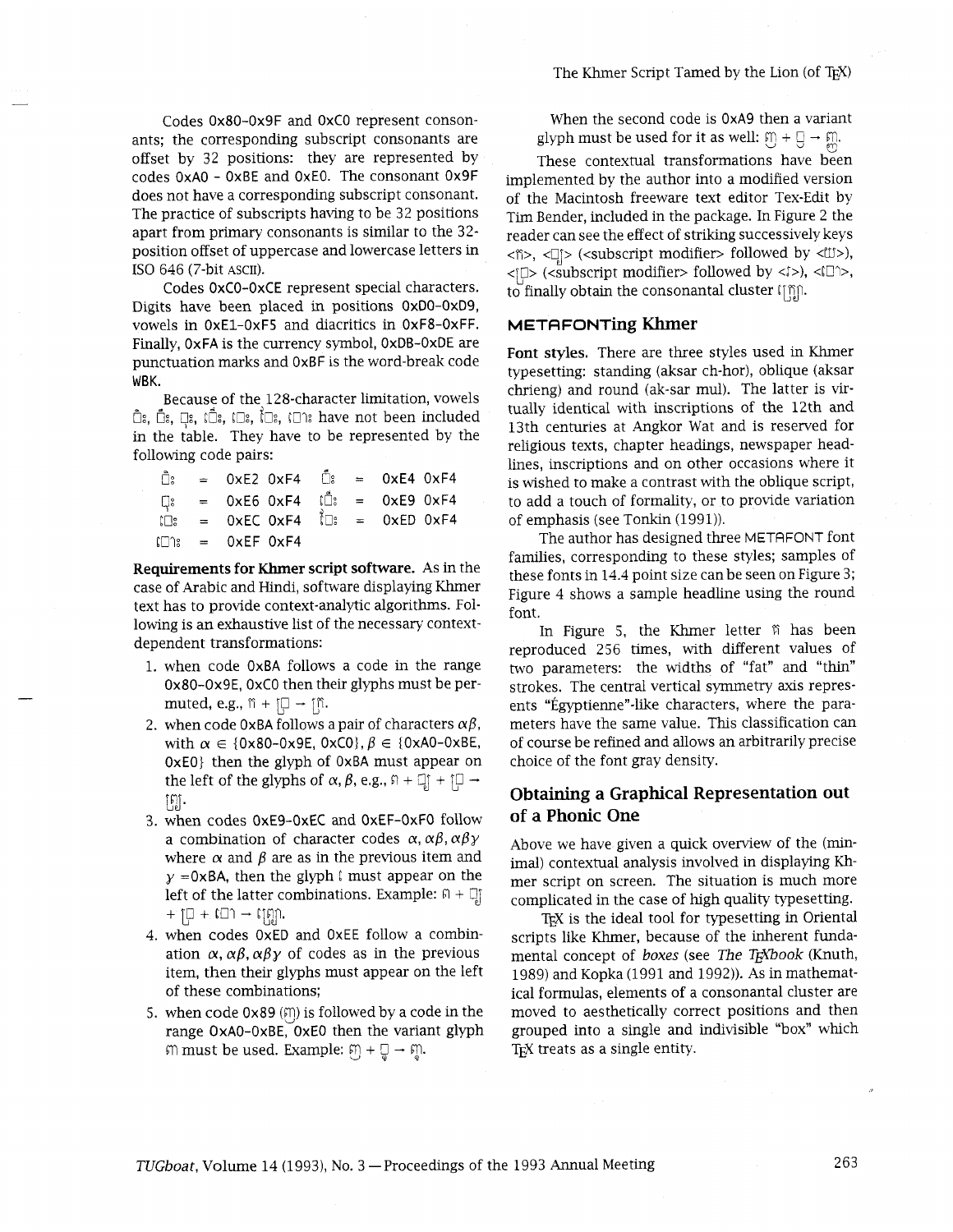Codes 0x80–0x9F and 0xC0 represent consonants; the corresponding subscript consonants are offset by 32 positions: they are represented by codes 0xA0 – 0xBE and 0xE0. The consonant 0x9F does not have a corresponding subscript consonant. The practice of subscripts having to be 32 positions apart from primary consonants is similar to the 32-position offset of uppercase and lowercase letters in ISO 646 (7-bit ASCII).

Codes 0xC0–0xCE represent special characters. Digits have been placed in positions 0xD0–0xD9, vowels in 0xE1–0xF5 and diacritics in 0xF8–0xFF. Finally, 0xFA is the currency symbol, 0xDB–0xDE are punctuation marks and 0xBF is the word-break code WBK.

Because of the 128-character limitation, vowels ◌ិះ, ◌ឹះ, ◌ុះ, េ◌ិះ, េ◌ះ, ែ◌ះ, េ◌ាះ have not been included in the table. They have to be represented by the following code pairs:

| | | | | | |
|---|---|---|---|---|---|
| ◌ិះ | = | 0xE2 0xF4 | ◌ឹះ | = | 0xE4 0xF4 |
| ◌ុះ | = | 0xE6 0xF4 | េ◌ិះ | = | 0xE9 0xF4 |
| េ◌ះ | = | 0xEC 0xF4 | ែ◌ះ | = | 0xED 0xF4 |
| េ◌ាះ | = | 0xEF 0xF4 | | | |

**Requirements for Khmer script software.** As in the case of Arabic and Hindi, software displaying Khmer text has to provide context-analytic algorithms. Following is an exhaustive list of the necessary context-dependent transformations:

1. when code 0xBA follows a code in the range 0x80–0x9E, 0xC0 then their glyphs must be permuted, e.g., ក + ្រ → ក្រ.
2. when code 0xBA follows a pair of characters $\alpha\beta$, with $\alpha \in \{$0x80–0x9E, 0xC0$\}$, $\beta \in \{$0xA0–0xBE, 0xE0$\}$ then the glyph of 0xBA must appear on the left of the glyphs of $\alpha, \beta$, e.g., ស + ្ត + ្រ → ស្ត្រ.
3. when codes 0xE9–0xEC and 0xEF–0xF0 follow a combination of character codes $\alpha, \alpha\beta, \alpha\beta\gamma$ where $\alpha$ and $\beta$ are as in the previous item and $\gamma$ =0xBA, then the glyph េ must appear on the left of the latter combinations. Example: ស + ្ត + ្រ + េ◌ា → ស្ត្រោ.
4. when codes 0xED and 0xEE follow a combination $\alpha, \alpha\beta, \alpha\beta\gamma$ of codes as in the previous item, then their glyphs must appear on the left of these combinations;
5. when code 0x89 (ញ) is followed by a code in the range 0xA0–0xBE, 0xE0 then the variant glyph ញ must be used. Example: ញ + ្ច → ញ្ច.

When the second code is 0xA9 then a variant glyph must be used for it as well: ញ + ្ញ → ញ្ញ.

These contextual transformations have been implemented by the author into a modified version of the Macintosh freeware text editor Tex-Edit by Tim Bender, included in the package. In Figure 2 the reader can see the effect of striking successively keys <ក>, <្ត> (<subscript modifier> followed by <ត>), <្រ> (<subscript modifier> followed by <រ>), <េ◌ា>, to finally obtain the consonantal cluster ក្ត្រោ.

## METAFONTing Khmer

**Font styles.** There are three styles used in Khmer typesetting: standing (aksar ch-hor), oblique (aksar chrieng) and round (ak-sar mul). The latter is virtually identical with inscriptions of the 12th and 13th centuries at Angkor Wat and is reserved for religious texts, chapter headings, newspaper headlines, inscriptions and on other occasions where it is wished to make a contrast with the oblique script, to add a touch of formality, or to provide variation of emphasis (see Tonkin (1991)).

The author has designed three METAFONT font families, corresponding to these styles; samples of these fonts in 14.4 point size can be seen on Figure 3; Figure 4 shows a sample headline using the round font.

In Figure 5, the Khmer letter ក has been reproduced 256 times, with different values of two parameters: the widths of "fat" and "thin" strokes. The central vertical symmetry axis represents "Égyptienne"-like characters, where the parameters have the same value. This classification can of course be refined and allows an arbitrarily precise choice of the font gray density.

## Obtaining a Graphical Representation out of a Phonic One

Above we have given a quick overview of the (minimal) contextual analysis involved in displaying Khmer script on screen. The situation is much more complicated in the case of high quality typesetting.

TEX is the ideal tool for typesetting in Oriental scripts like Khmer, because of the inherent fundamental concept of *boxes* (see *The TEXbook* (Knuth, 1989) and Kopka (1991 and 1992)). As in mathematical formulas, elements of a consonantal cluster are moved to aesthetically correct positions and then grouped into a single and indivisible "box" which TEX treats as a single entity.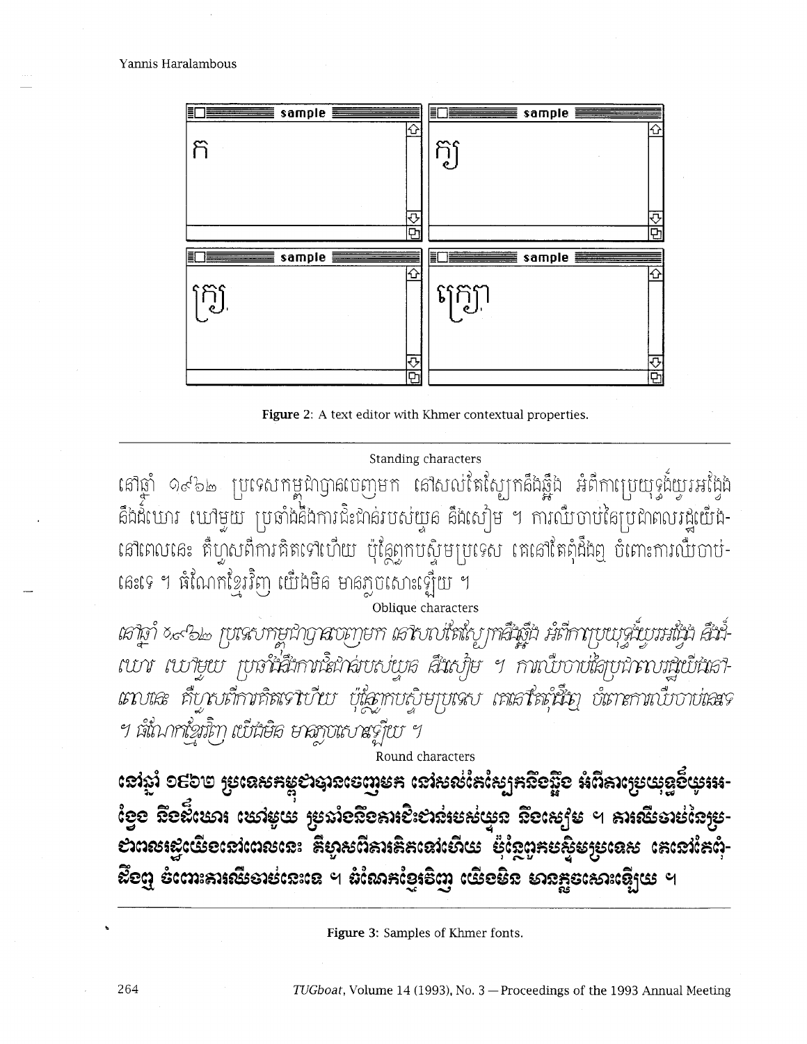| sample | sample |
| --- | --- |
| ក | ក្យ |
| ក្រ្យ | ក្រ្យា |

**Figure 2**: A text editor with Khmer contextual properties.

---

Standing characters

នៅឆ្នាំ ១៩៦២ ប្រទេសកម្ពុជាបានចេញមក នៅសល់តែស្បែកនឹងឆ្អឹង អំពីការប្រយុទ្ធដ៏យូរអង្វែង នឹងដ៏ឃោរ ឃៅមួយ ប្រឆាំងនឹងការជិះជាន់របស់យួន នឹងសៀម ។ ការឈឺចាប់នៃប្រជាពលរដ្ឋយើង-នៅពេលនេះ គឺហួសពីការគិតទៅហើយ ប៉ុន្តែពួកបស្ចិមប្រទេស គេនៅតែពុំដឹងឮ ចំពោះការឈឺចាប់-នេះទេ ។ ចំណែកខ្មែរវិញ យើងមិន មានភ្លេចសោះឡើយ ។

Oblique characters

*នៅឆ្នាំ ១៩៦២ ប្រទេសកម្ពុជាបានចេញមក នៅសល់តែស្បែកនឹងឆ្អឹង អំពីការប្រយុទ្ធដ៏យូរអង្វែង នឹងដ៏-ឃោរ ឃៅមួយ ប្រឆាំងនឹងការជិះជាន់របស់យួន នឹងសៀម ។ ការឈឺចាប់នៃប្រជាពលរដ្ឋយើងនៅ-ពេលនេះ គឺហួសពីការគិតទៅហើយ ប៉ុន្តែពួកបស្ចិមប្រទេស គេនៅតែពុំដឹងឮ ចំពោះការឈឺចាប់នេះទេ ។ ចំណែកខ្មែរវិញ យើងមិន មានភ្លេចសោះឡើយ ។*

Round characters

**នៅឆ្នាំ ១៩៦២ ប្រទេសកម្ពុជាបានចេញមក នៅសល់តែស្បែកនឹងឆ្អឹង អំពីការប្រយុទ្ធដ៏យូរអ-ង្វែង នឹងដ៏ឃោរ ឃៅមួយ ប្រឆាំងនឹងការជិះជាន់របស់យួន នឹងសៀម ។ ការឈឺចាប់នៃប្រ-ជាពលរដ្ឋយើងនៅពេលនេះ គឺហួសពីការគិតទៅហើយ ប៉ុន្តែពួកបស្ចិមប្រទេស គេនៅតែពុំ-ដឹងឮ ចំពោះការឈឺចាប់នេះទេ ។ ចំណែកខ្មែរវិញ យើងមិន មានភ្លេចសោះឡើយ ។**

---

**Figure 3**: Samples of Khmer fonts.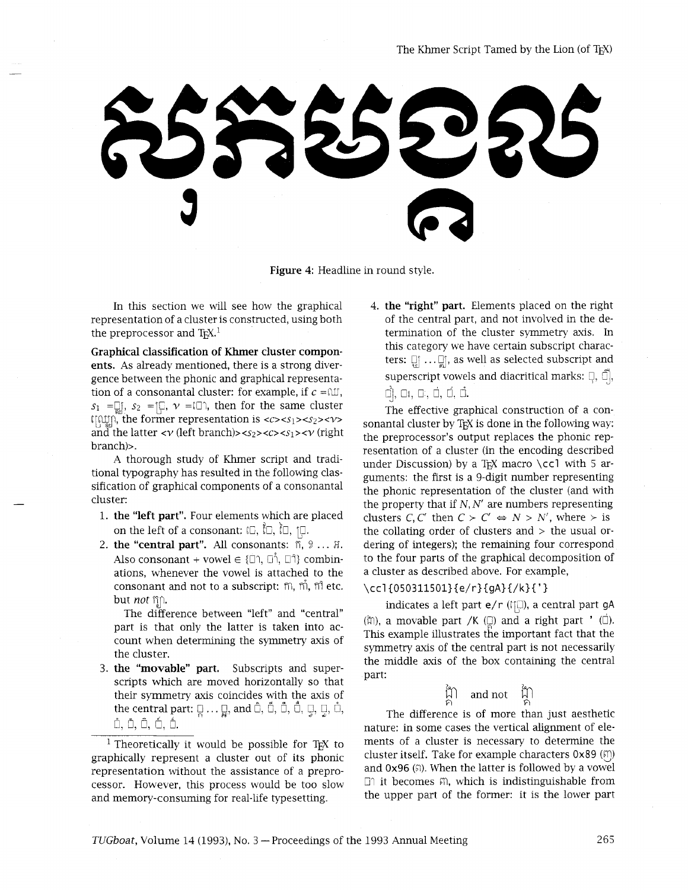Figure 4: Headline in round style.

In this section we will see how the graphical representation of a cluster is constructed, using both the preprocessor and TEX.[1]

**Graphical classification of Khmer cluster components.** As already mentioned, there is a strong divergence between the phonic and graphical representation of a consonantal cluster: for example, if $c$ = ល, $s_1$ = ្ឈ, $s_2$ = ្រ, $v$ = ោ, then for the same cluster ល្ឈ្រោ, the former representation is <$c$><$s_1$><$s_2$><$v$> and the latter <$v$ (left branch)><$s_2$><$c$><$s_1$><$v$ (right branch)>.

A thorough study of Khmer script and traditional typography has resulted in the following classification of graphical components of a consonantal cluster:

1. **the "left part".** Four elements which are placed on the left of a consonant: េ, ែ, ៃ, ្រ.
2. **the "central part".** All consonants: ក, ខ ... អ. Also consonant + vowel ∈ {ា, ាំ, ោ} combinations, whenever the vowel is attached to the consonant and not to a subscript: កា, កាំ, កោ etc. but *not* ក្ប.

   The difference between "left" and "central" part is that only the latter is taken into account when determining the symmetry axis of the cluster.
3. **the "movable" part.** Subscripts and superscripts which are moved horizontally so that their symmetry axis coincides with the axis of the central part: ្ក ... ្អ, and ិ, ី, ឹ, ឺ, ុ, ូ, ំ, ់, ៉, ៊, ័, ៍.
4. **the "right" part.** Elements placed on the right of the central part, and not involved in the determination of the cluster symmetry axis. In this category we have certain subscript characters: ្ឈ ... ្ញ, as well as selected subscript and superscript vowels and diacritical marks: ួ, ៀ, ឿ, ះ, ៈ, ៎, ៏, ៌.

The effective graphical construction of a consonantal cluster by TEX is done in the following way: the preprocessor's output replaces the phonic representation of a cluster (in the encoding described under Discussion) by a TEX macro `\ccl` with 5 arguments: the first is a 9-digit number representing the phonic representation of the cluster (and with the property that if $N, N'$ are numbers representing clusters $C, C'$ then $C \succ C' \Leftrightarrow N > N'$, where $\succ$ is the collating order of clusters and $>$ the usual ordering of integers); the remaining four correspond to the four parts of the graphical decomposition of a cluster as described above. For example,

```
\ccl{050311501}{e/r}{gA}{/k}{'}
```

indicates a left part e/r (េ្រ), a central part gA (គា), a movable part /K (្ក) and a right part ' (់). This example illustrates the important fact that the symmetry axis of the central part is not necessarily the middle axis of the box containing the central part:

គ្រៀ and not គ្រៀ

The difference is of more than just aesthetic nature: in some cases the vertical alignment of elements of a cluster is necessary to determine the cluster itself. Take for example characters 0x89 (ញ) and 0x96 (ព). When the latter is followed by a vowel ា it becomes ពា, which is indistinguishable from the upper part of the former: it is the lower part

[1] Theoretically it would be possible for TEX to graphically represent a cluster out of its phonic representation without the assistance of a preprocessor. However, this process would be too slow and memory-consuming for real-life typesetting.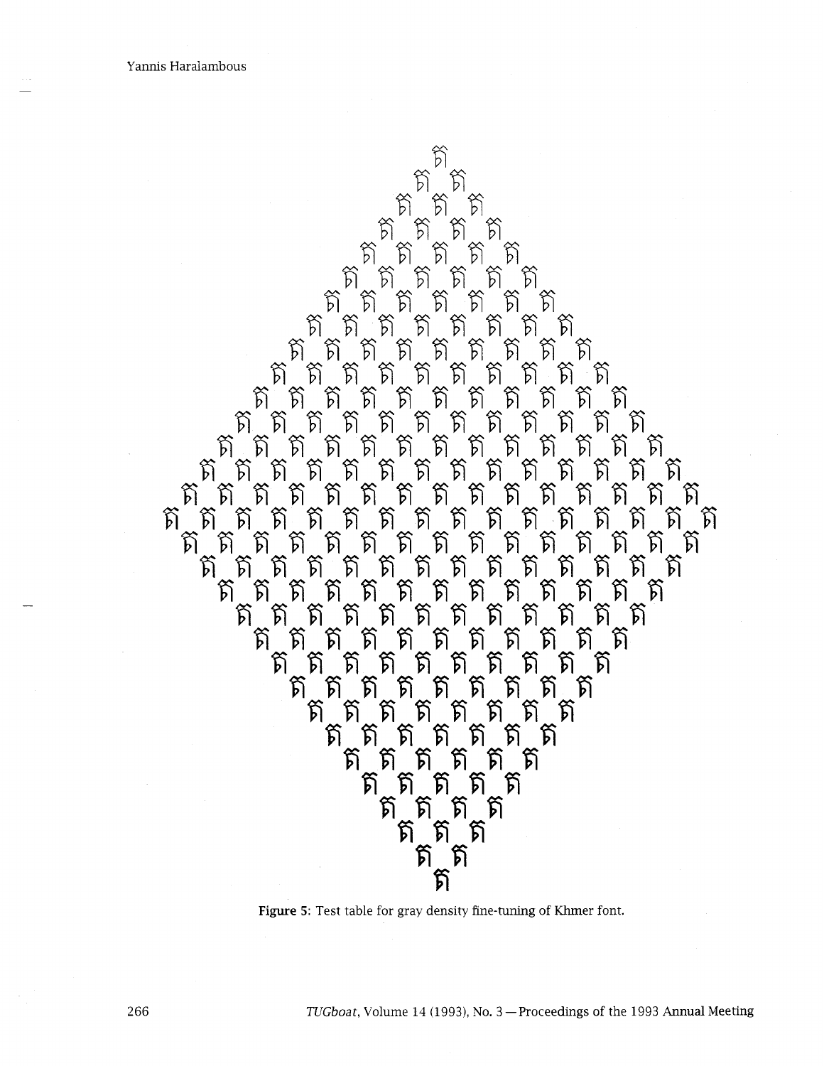**Figure 5**: Test table for gray density fine-tuning of Khmer font.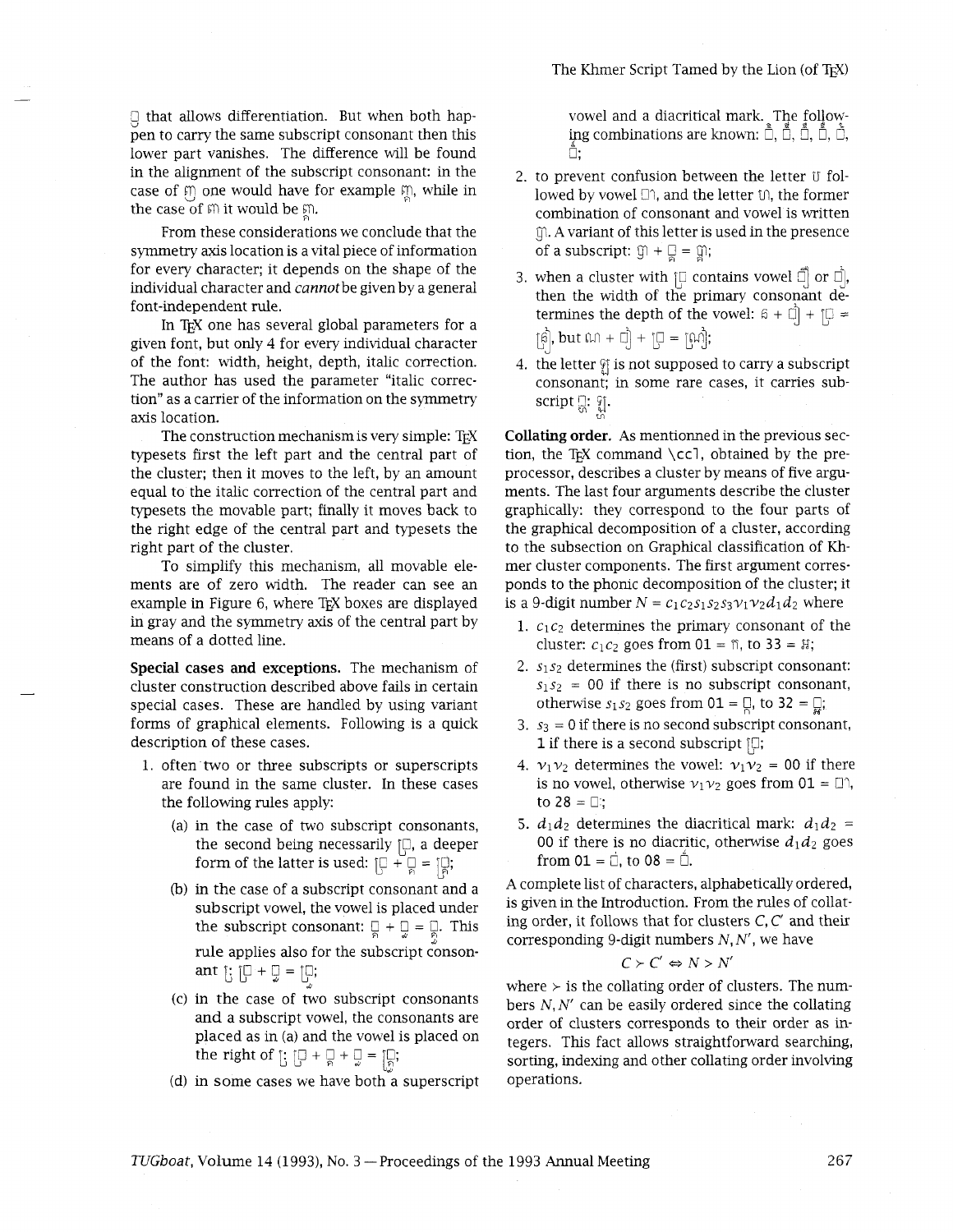◌ that allows differentiation. But when both happen to carry the same subscript consonant then this lower part vanishes. The difference will be found in the alignment of the subscript consonant: in the case of ញ one would have for example ញ្ក, while in the case of ញ it would be ញ្ក.

From these considerations we conclude that the symmetry axis location is a vital piece of information for every character; it depends on the shape of the individual character and *cannot* be given by a general font-independent rule.

In TeX one has several global parameters for a given font, but only 4 for every individual character of the font: width, height, depth, italic correction. The author has used the parameter "italic correction" as a carrier of the information on the symmetry axis location.

The construction mechanism is very simple: TeX typesets first the left part and the central part of the cluster; then it moves to the left, by an amount equal to the italic correction of the central part and typesets the movable part; finally it moves back to the right edge of the central part and typesets the right part of the cluster.

To simplify this mechanism, all movable elements are of zero width. The reader can see an example in Figure 6, where TeX boxes are displayed in gray and the symmetry axis of the central part by means of a dotted line.

**Special cases and exceptions.** The mechanism of cluster construction described above fails in certain special cases. These are handled by using variant forms of graphical elements. Following is a quick description of these cases.

1. often two or three subscripts or superscripts are found in the same cluster. In these cases the following rules apply:
   (a) in the case of two subscript consonants, the second being necessarily ្រ, a deeper form of the latter is used: ្រ + ្ក = ្ក្រ;
   (b) in the case of a subscript consonant and a subscript vowel, the vowel is placed under the subscript consonant: ្ក + ុ = ្កុ. This rule applies also for the subscript consonant ្រ: ្រ + ុ = ្រុ;
   (c) in the case of two subscript consonants and a subscript vowel, the consonants are placed as in (a) and the vowel is placed on the right of ្រ: ្រ + ្ក + ុ = ្ក្រុ;
   (d) in some cases we have both a superscript vowel and a diacritical mark. The following combinations are known: ◌̊, ◌̊, ◌̊, ◌̊, ◌̊, ◌̊;
2. to prevent confusion between the letter ឋ followed by vowel ◌ា, and the letter ឋា, the former combination of consonant and vowel is written ឋា. A variant of this letter is used in the presence of a subscript: ឋា + ្ក = ឋ្កា;
3. when a cluster with ្រ contains vowel ◌ី or ◌ឹ, then the width of the primary consonant determines the depth of the vowel: ស + ◌ី + ្រ = ស្រី, but ឈ + ◌ី + ្រ = ឈ្រី;
4. the letter ឡ is not supposed to carry a subscript consonant; in some rare cases, it carries subscript ្ល: ឡ្ល.

**Collating order.** As mentionned in the previous section, the TeX command `\ccl`, obtained by the preprocessor, describes a cluster by means of five arguments. The last four arguments describe the cluster graphically: they correspond to the four parts of the graphical decomposition of a cluster, according to the subsection on Graphical classification of Khmer cluster components. The first argument corresponds to the phonic decomposition of the cluster; it is a 9-digit number $N = c_1c_2s_1s_2s_3v_1v_2d_1d_2$ where

1. $c_1c_2$ determines the primary consonant of the cluster: $c_1c_2$ goes from 01 = ក, to 33 = អ;
2. $s_1s_2$ determines the (first) subscript consonant: $s_1s_2$ = 00 if there is no subscript consonant, otherwise $s_1s_2$ goes from 01 = ្ក, to 32 = ្អ;
3. $s_3$ = 0 if there is no second subscript consonant, 1 if there is a second subscript ្រ;
4. $v_1v_2$ determines the vowel: $v_1v_2$ = 00 if there is no vowel, otherwise $v_1v_2$ goes from 01 = ◌ា, to 28 = ◌ះ;
5. $d_1d_2$ determines the diacritical mark: $d_1d_2$ = 00 if there is no diacritic, otherwise $d_1d_2$ goes from 01 = ◌̊, to 08 = ◌́.

A complete list of characters, alphabetically ordered, is given in the Introduction. From the rules of collating order, it follows that for clusters $C, C'$ and their corresponding 9-digit numbers $N, N'$, we have

$$C \succ C' \Leftrightarrow N > N'$$

where $\succ$ is the collating order of clusters. The numbers $N, N'$ can be easily ordered since the collating order of clusters corresponds to their order as integers. This fact allows straightforward searching, sorting, indexing and other collating order involving operations.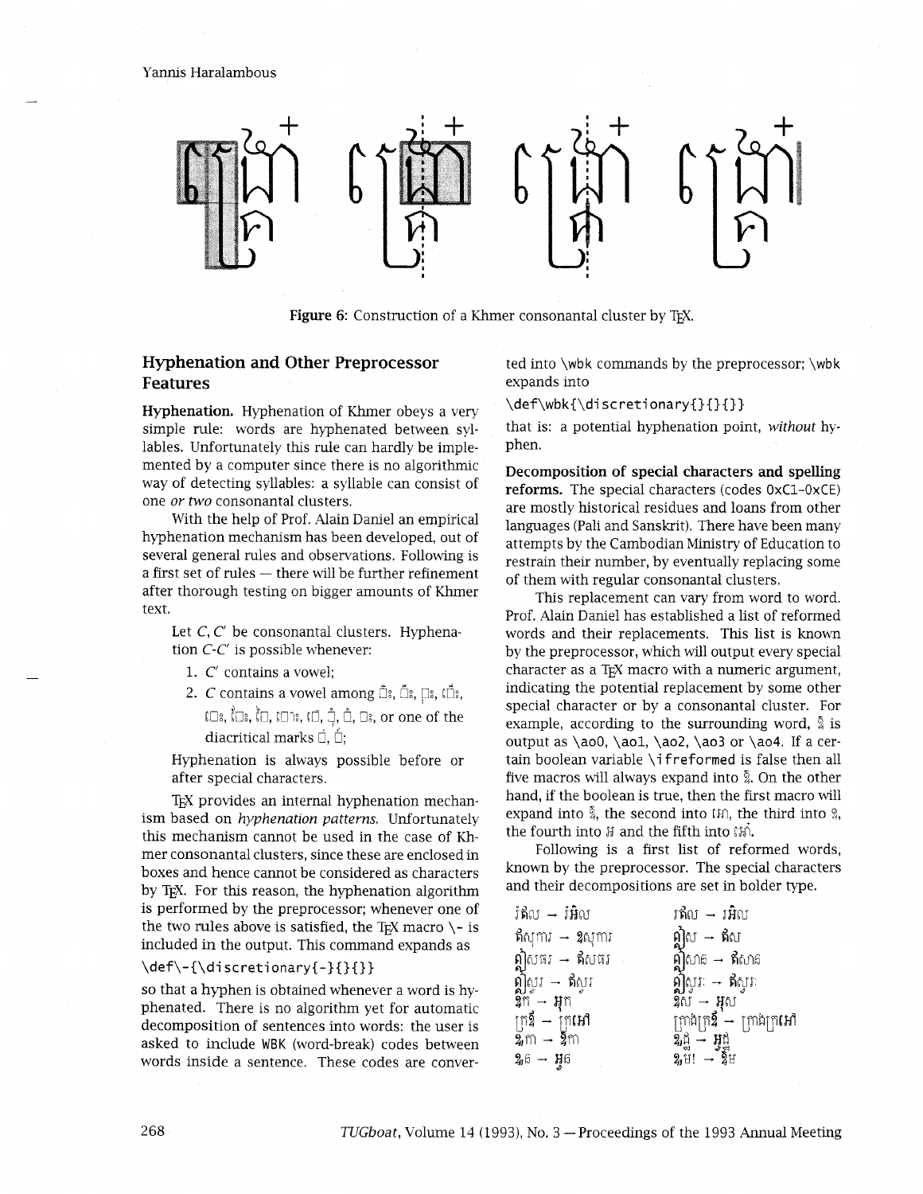**Figure 6**: Construction of a Khmer consonantal cluster by TEX.

## Hyphenation and Other Preprocessor Features

**Hyphenation.** Hyphenation of Khmer obeys a very simple rule: words are hyphenated between syllables. Unfortunately this rule can hardly be implemented by a computer since there is no algorithmic way of detecting syllables: a syllable can consist of one *or two* consonantal clusters.

With the help of Prof. Alain Daniel an empirical hyphenation mechanism has been developed, out of several general rules and observations. Following is a first set of rules — there will be further refinement after thorough testing on bigger amounts of Khmer text.

> Let $C, C'$ be consonantal clusters. Hyphenation $C$-$C'$ is possible whenever:
>
> 1. $C'$ contains a vowel;
> 2. $C$ contains a vowel among ◌ិះ, ◌ឹះ, ◌ុះ, េ◌ះ, េ◌ិះ, ែ◌ះ, ែ◌, ោ◌ះ, ៅ◌, ◌ុំ, ◌ំ, ◌ះ, or one of the diacritical marks ◌់, ◌៍;
>
> Hyphenation is always possible before or after special characters.

TEX provides an internal hyphenation mechanism based on *hyphenation patterns*. Unfortunately this mechanism cannot be used in the case of Khmer consonantal clusters, since these are enclosed in boxes and hence cannot be considered as characters by TEX. For this reason, the hyphenation algorithm is performed by the preprocessor; whenever one of the two rules above is satisfied, the TEX macro `\-` is included in the output. This command expands as

```
\def\-{\discretionary{-}{}{}}
```

so that a hyphen is obtained whenever a word is hyphenated. There is no algorithm yet for automatic decomposition of sentences into words: the user is asked to include WBK (word-break) codes between words inside a sentence. These codes are converted into `\wbk` commands by the preprocessor; `\wbk` expands into

```
\def\wbk{\discretionary{}{}{}}
```

that is: a potential hyphenation point, *without* hyphen.

**Decomposition of special characters and spelling reforms.** The special characters (codes 0xC1–0xCE) are mostly historical residues and loans from other languages (Pali and Sanskrit). There have been many attempts by the Cambodian Ministry of Education to restrain their number, by eventually replacing some of them with regular consonantal clusters.

This replacement can vary from word to word. Prof. Alain Daniel has established a list of reformed words and their replacements. This list is known by the preprocessor, which will output every special character as a TEX macro with a numeric argument, indicating the potential replacement by some other special character or by a consonantal cluster. For example, according to the surrounding word, ឱ is output as `\ao0`, `\ao1`, `\ao2`, `\ao3` or `\ao4`. If a certain boolean variable `\ifreformed` is false then all five macros will always expand into ឱ. On the other hand, if the boolean is true, then the first macro will expand into ឱ, the second into អោ, the third into ឲ, the fourth into អ and the fifth into អៅ.

Following is a first list of reformed words, known by the preprocessor. The special characters and their decompositions are set in bolder type.

| | |
|---|---|
| រឭល → រអឺល | រឮល → រអឺល |
| ឥស្សការ → ឱស្សការ | ឦស → ឥស |
| ឦសាធរ → ឥសាធរ | ឦសាន → ឥសាន |
| ឦស្សរ → ឥស្សរ | ឦស្សរៈ → ឥស្សរៈ |
| ឱក → អុក | ឱស → អុស |
| ក្រឱ → ក្រអៅ | ក្រាំងក្រឱ → ក្រាំងក្រអៅ |
| ឲ្យក → ឱក | ឲ្យឡ → អុឡ |
| ឲ្យន → អុន | ឲ្យឫ! → ឱម |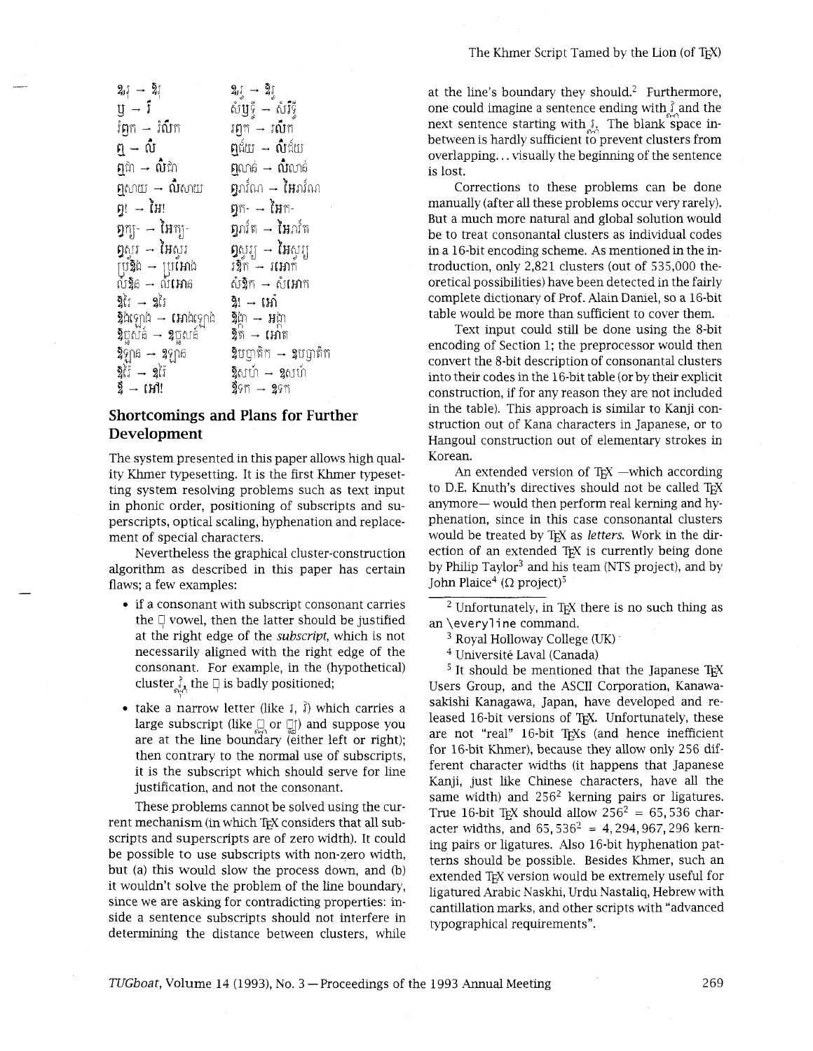| | |
|---|---|
| ឧ្យ → ឱ្យ | ឧ្យ → ឱ្យ |
| ឫ → រឹ | សំឫទ្ធិ → សំរឹទ្ធិ |
| រឭក → រលឹក | រឭក → រលឹក |
| ឮ → លឺ | ឮជំយ → លឺជំយ |
| ឮជា → លឺជា | ឮលាន់ → លឺលាន់ |
| ឮសាយ → លឺសាយ | ឰរាំណា → អៃរាំណា |
| ឰ! → អៃ! | ឰក- → អៃក- |
| ឰក្យ- → អៃក្យ- | ឰរាំត → អៃរាំត |
| ឰស្ស → អៃស្ស | ឰស្សូ → អៃស្សូ |
| ប្រឱង → ប្រអោង | រឱក → រអោក |
| លឱន → លអោន | សំឱក → សំអោក |
| ឱរ → ឱ្យរ | ឱ! → អោ! |
| ឱងឡេង → អោងឡេង | ឱ្ក → អ្ក |
| ឱ្ឋស់ → ឱ្ឋស់ | ឱត → អោត |
| ឱ្យូន → ឱ្យូន | ឱបញ្ញតិក → ឱបញ្ញតិក |
| ឱរ → ឱ្យរ | ឱសហ → ឱសហ |
| ឱ → អោ! | ឱទក → ឱទក |

## Shortcomings and Plans for Further Development

The system presented in this paper allows high quality Khmer typesetting. It is the first Khmer typesetting system resolving problems such as text input in phonic order, positioning of subscripts and superscripts, optical scaling, hyphenation and replacement of special characters.

Nevertheless the graphical cluster-construction algorithm as described in this paper has certain flaws; a few examples:

- if a consonant with subscript consonant carries the ◌ុ vowel, then the latter should be justified at the right edge of the *subscript*, which is not necessarily aligned with the right edge of the consonant. For example, in the (hypothetical) cluster ក្ខុ, the ◌ុ is badly positioned;
- take a narrow letter (like រ, ា) which carries a large subscript (like ◌្ល or ◌្ឈ) and suppose you are at the line boundary (either left or right); then contrary to the normal use of subscripts, it is the subscript which should serve for line justification, and not the consonant.

These problems cannot be solved using the current mechanism (in which TeX considers that all subscripts and superscripts are of zero width). It could be possible to use subscripts with non-zero width, but (a) this would slow the process down, and (b) it wouldn't solve the problem of the line boundary, since we are asking for contradicting properties: inside a sentence subscripts should not interfere in determining the distance between clusters, while at the line's boundary they should.[2] Furthermore, one could imagine a sentence ending with ក្ខ and the next sentence starting with រ. The blank space in-between is hardly sufficient to prevent clusters from overlapping... visually the beginning of the sentence is lost.

Corrections to these problems can be done manually (after all these problems occur very rarely). But a much more natural and global solution would be to treat consonantal clusters as individual codes in a 16-bit encoding scheme. As mentioned in the introduction, only 2,821 clusters (out of 535,000 theoretical possibilities) have been detected in the fairly complete dictionary of Prof. Alain Daniel, so a 16-bit table would be more than sufficient to cover them.

Text input could still be done using the 8-bit encoding of Section 1; the preprocessor would then convert the 8-bit description of consonantal clusters into their codes in the 16-bit table (or by their explicit construction, if for any reason they are not included in the table). This approach is similar to Kanji construction out of Kana characters in Japanese, or to Hangoul construction out of elementary strokes in Korean.

An extended version of TeX —which according to D.E. Knuth's directives should not be called TeX anymore— would then perform real kerning and hyphenation, since in this case consonantal clusters would be treated by TeX as *letters*. Work in the direction of an extended TeX is currently being done by Philip Taylor[3] and his team (NTS project), and by John Plaice[4] (Ω project)[5]

[2] Unfortunately, in TeX there is no such thing as an `\everyline` command.

[3] Royal Holloway College (UK)

[4] Université Laval (Canada)

[5] It should be mentioned that the Japanese TeX Users Group, and the ASCII Corporation, Kanawasakishi Kanagawa, Japan, have developed and released 16-bit versions of TeX. Unfortunately, these are not "real" 16-bit TeXs (and hence inefficient for 16-bit Khmer), because they allow only 256 different character widths (it happens that Japanese Kanji, just like Chinese characters, have all the same width) and $256^2$ kerning pairs or ligatures. True 16-bit TeX should allow $256^2 = 65,536$ character widths, and $65,536^2 = 4,294,967,296$ kerning pairs or ligatures. Also 16-bit hyphenation patterns should be possible. Besides Khmer, such an extended TeX version would be extremely useful for ligatured Arabic Naskhi, Urdu Nastaliq, Hebrew with cantillation marks, and other scripts with "advanced typographical requirements".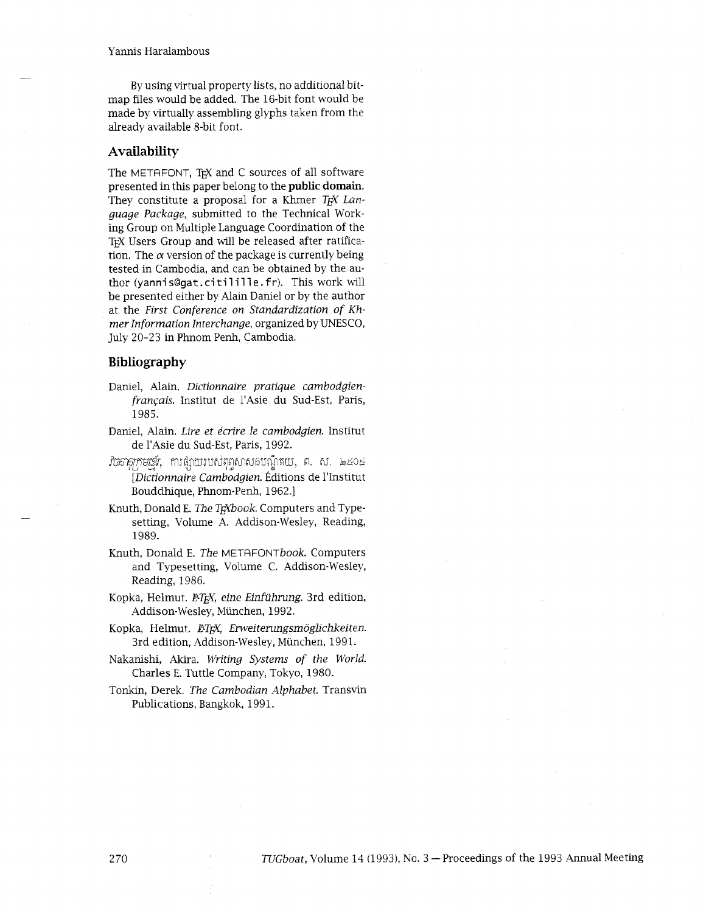By using virtual property lists, no additional bitmap files would be added. The 16-bit font would be made by virtually assembling glyphs taken from the already available 8-bit font.

## Availability

The METAFONT, TeX and C sources of all software presented in this paper belong to the **public domain**. They constitute a proposal for a Khmer *TeX Language Package*, submitted to the Technical Working Group on Multiple Language Coordination of the TeX Users Group and will be released after ratification. The $\alpha$ version of the package is currently being tested in Cambodia, and can be obtained by the author (`yannis@gat.citilille.fr`). This work will be presented either by Alain Daniel or by the author at the *First Conference on Standardization of Khmer Information Interchange*, organized by UNESCO, July 20–23 in Phnom Penh, Cambodia.

## Bibliography

Daniel, Alain. *Dictionnaire pratique cambodgien-français.* Institut de l'Asie du Sud-Est, Paris, 1985.

Daniel, Alain. *Lire et écrire le cambodgien.* Institut de l'Asie du Sud-Est, Paris, 1992.

*វចនានុក្រមខ្មែរ*, ការផ្សាយរបស់ពុទ្ធសាសនបណ្ឌិត្យ, ព. ស. ២៥០៥ [*Dictionnaire Cambodgien.* Éditions de l'Institut Bouddhique, Phnom-Penh, 1962.]

Knuth, Donald E. *The TeXbook.* Computers and Typesetting, Volume A. Addison-Wesley, Reading, 1989.

Knuth, Donald E. *The METAFONTbook.* Computers and Typesetting, Volume C. Addison-Wesley, Reading, 1986.

Kopka, Helmut. *LaTeX, eine Einführung.* 3rd edition, Addison-Wesley, München, 1992.

Kopka, Helmut. *LaTeX, Erweiterungsmöglichkeiten.* 3rd edition, Addison-Wesley, München, 1991.

Nakanishi, Akira. *Writing Systems of the World.* Charles E. Tuttle Company, Tokyo, 1980.

Tonkin, Derek. *The Cambodian Alphabet.* Transvin Publications, Bangkok, 1991.